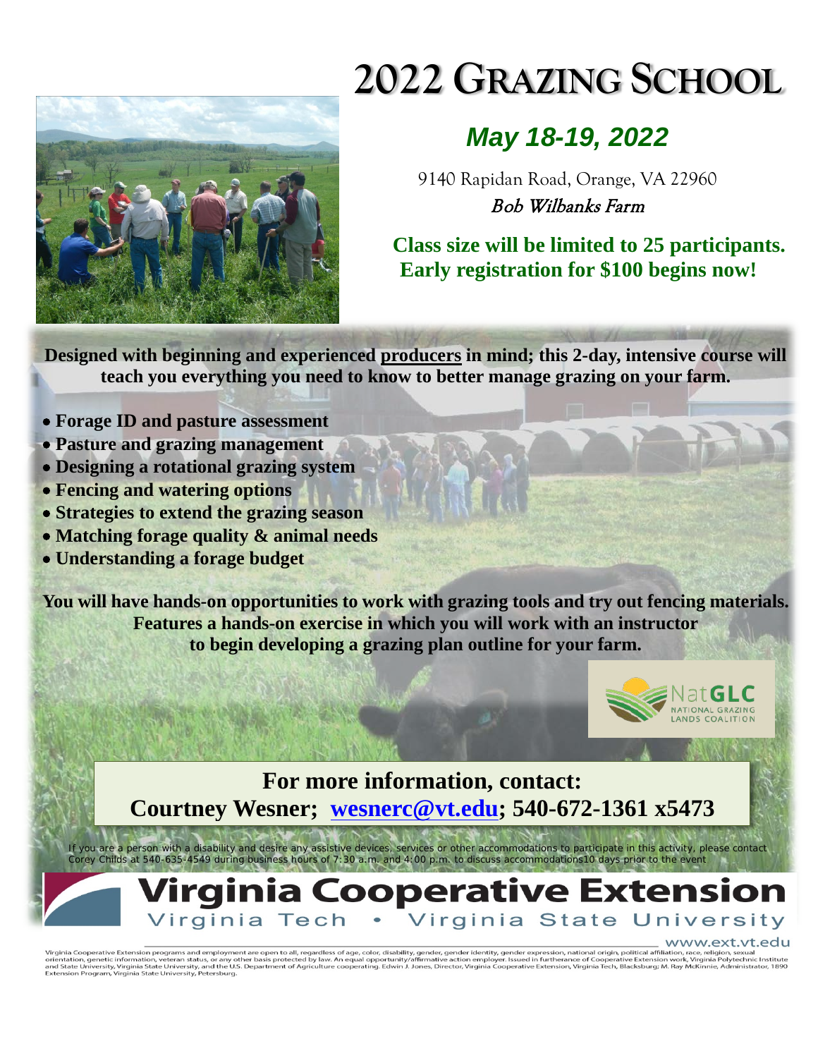# 2022 GRAZING SCHOOL

## *May 18-19, 2022*

9140 Rapidan Road, Orange, VA 22960

*Bob Wilbanks Farm*

**Class size will be limited to 25 participants.**
**Early registration for $100 begins now!**

**Designed with beginning and experienced producers in mind; this 2-day, intensive course will teach you everything you need to know to better manage grazing on your farm.**

- **Forage ID and pasture assessment**
- **Pasture and grazing management**
- **Designing a rotational grazing system**
- **Fencing and watering options**
- **Strategies to extend the grazing season**
- **Matching forage quality & animal needs**
- **Understanding a forage budget**

**You will have hands-on opportunities to work with grazing tools and try out fencing materials. Features a hands-on exercise in which you will work with an instructor to begin developing a grazing plan outline for your farm.**

NatGLC NATIONAL GRAZING LANDS COALITION

**For more information, contact:**
**Courtney Wesner; wesnerc@vt.edu; 540-672-1361 x5473**

If you are a person with a disability and desire any assistive devices, services or other accommodations to participate in this activity, please contact Corey Childs at 540-635-4549 during business hours of 7:30 a.m. and 4:00 p.m. to discuss accommodations10 days prior to the event

**Virginia Cooperative Extension**
Virginia Tech • Virginia State University

www.ext.vt.edu

Virginia Cooperative Extension programs and employment are open to all, regardless of age, color, disability, gender, gender identity, gender expression, national origin, political affiliation, race, religion, sexual orientation, genetic information, veteran status, or any other basis protected by law. An equal opportunity/affirmative action employer. Issued in furtherance of Cooperative Extension work, Virginia Polytechnic Institute and State University, Virginia State University, and the U.S. Department of Agriculture cooperating. Edwin J. Jones, Director, Virginia Cooperative Extension, Virginia Tech, Blacksburg; M. Ray McKinnie, Administrator, 1890 Extension Program, Virginia State University, Petersburg.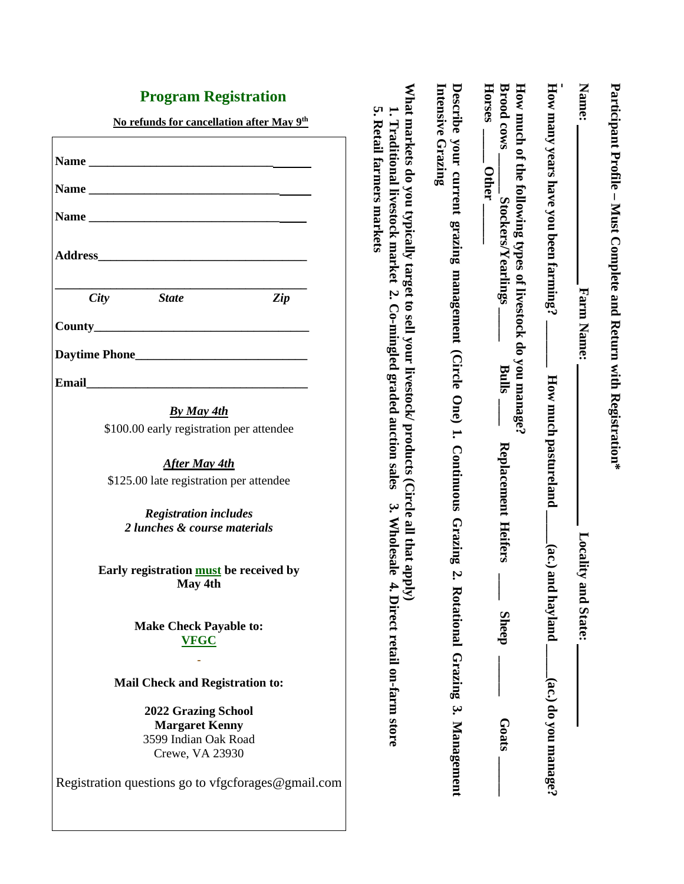## Participant Profile – Must Complete and Return with Registration*

**Name:** ________________ **Farm Name:** ________________ **Locality and State:** ________________

**How many years have you been farming?** _____ **How much pastureland** ____(ac.) **and hayland** ____(ac.) **do you manage?**

**How much of the following types of livestock do you manage?**

**Brood cows** ____ **Stockers/Yearlings** ____ **Bulls** ____ **Replacement Heifers** ____ **Sheep** ____ **Goats** ____

**Horses** ____ **Other** ____

**Describe your current grazing management (Circle One) 1. Continuous Grazing 2. Rotational Grazing 3. Management Intensive Grazing**

**What markets do you typically target to sell your livestock/ products (Circle all that apply)**

**1. Traditional livestock market 2. Co-mingled graded auction sales 3. Wholesale 4. Direct retail on-farm store 5. Retail farmers markets**

## Program Registration

**No refunds for cancellation after May 9th**

**Name** ______________________________

**Name** ______________________________

**Name** ______________________________

**Address** ______________________________

______________________________

***City*** ***State*** ***Zip***

**County** ______________________________

**Daytime Phone** ______________________________

**Email** ______________________________

***By May 4th***

$100.00 early registration per attendee

***After May 4th***

$125.00 late registration per attendee

***Registration includes***
***2 lunches & course materials***

**Early registration must be received by May 4th**

**Make Check Payable to:**
**VFGC**

**Mail Check and Registration to:**

**2022 Grazing School**
**Margaret Kenny**
3599 Indian Oak Road
Crewe, VA 23930

Registration questions go to vfgcforages@gmail.com